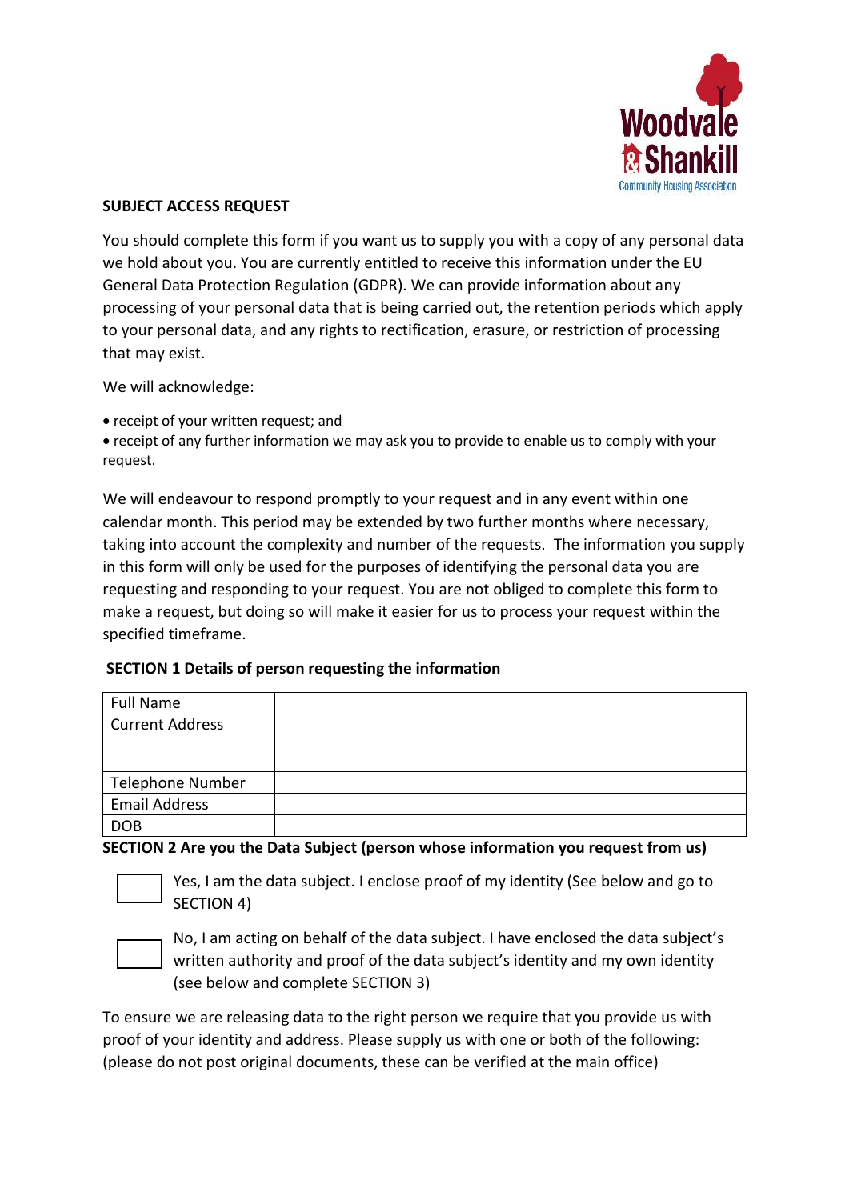Woodvale & Shankill Community Housing Association

**SUBJECT ACCESS REQUEST**

You should complete this form if you want us to supply you with a copy of any personal data we hold about you. You are currently entitled to receive this information under the EU General Data Protection Regulation (GDPR). We can provide information about any processing of your personal data that is being carried out, the retention periods which apply to your personal data, and any rights to rectification, erasure, or restriction of processing that may exist.

We will acknowledge:

- receipt of your written request; and
- receipt of any further information we may ask you to provide to enable us to comply with your request.

We will endeavour to respond promptly to your request and in any event within one calendar month. This period may be extended by two further months where necessary, taking into account the complexity and number of the requests. The information you supply in this form will only be used for the purposes of identifying the personal data you are requesting and responding to your request. You are not obliged to complete this form to make a request, but doing so will make it easier for us to process your request within the specified timeframe.

**SECTION 1 Details of person requesting the information**

| Full Name | |
|---|---|
| Current Address | |
| Telephone Number | |
| Email Address | |
| DOB | |

**SECTION 2 Are you the Data Subject (person whose information you request from us)**

☐ Yes, I am the data subject. I enclose proof of my identity (See below and go to SECTION 4)

☐ No, I am acting on behalf of the data subject. I have enclosed the data subject's written authority and proof of the data subject's identity and my own identity (see below and complete SECTION 3)

To ensure we are releasing data to the right person we require that you provide us with proof of your identity and address. Please supply us with one or both of the following: (please do not post original documents, these can be verified at the main office)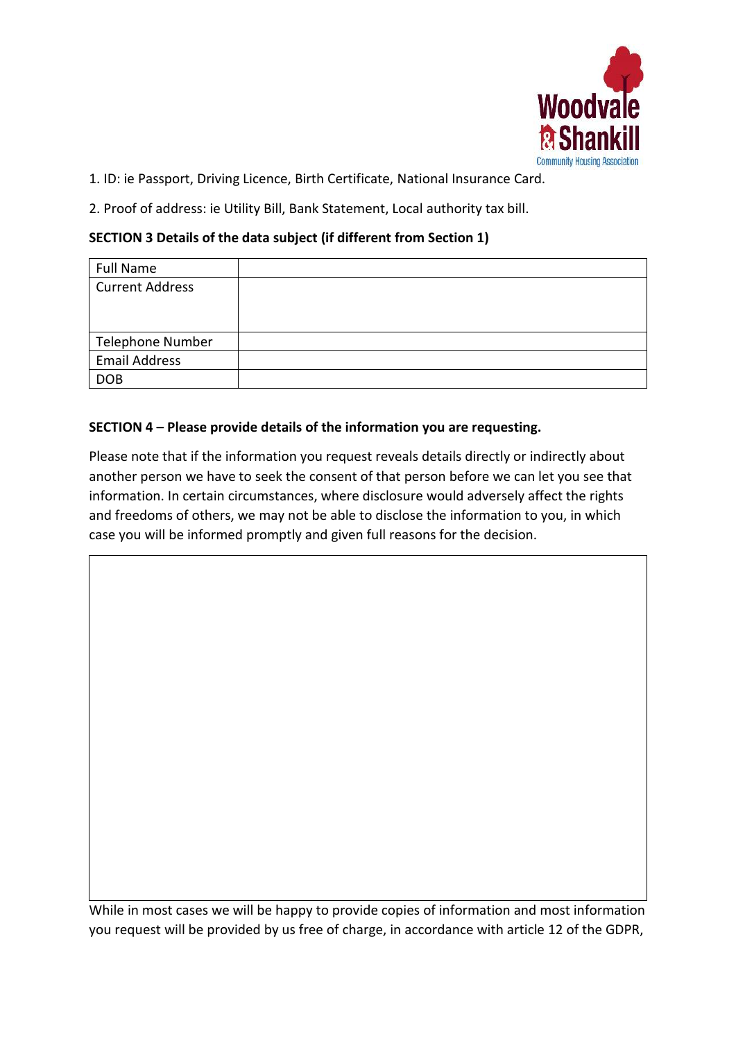1. ID: ie Passport, Driving Licence, Birth Certificate, National Insurance Card.

2. Proof of address: ie Utility Bill, Bank Statement, Local authority tax bill.

**SECTION 3 Details of the data subject (if different from Section 1)**

| | |
|---|---|
| Full Name | |
| Current Address | |
| Telephone Number | |
| Email Address | |
| DOB | |

**SECTION 4 – Please provide details of the information you are requesting.**

Please note that if the information you request reveals details directly or indirectly about another person we have to seek the consent of that person before we can let you see that information. In certain circumstances, where disclosure would adversely affect the rights and freedoms of others, we may not be able to disclose the information to you, in which case you will be informed promptly and given full reasons for the decision.

| |
|---|
| |

While in most cases we will be happy to provide copies of information and most information you request will be provided by us free of charge, in accordance with article 12 of the GDPR,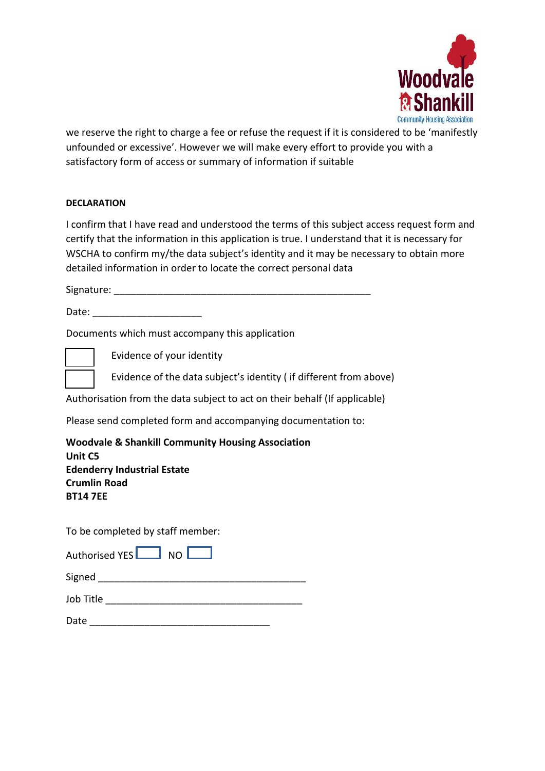we reserve the right to charge a fee or refuse the request if it is considered to be 'manifestly unfounded or excessive'. However we will make every effort to provide you with a satisfactory form of access or summary of information if suitable

**DECLARATION**

I confirm that I have read and understood the terms of this subject access request form and certify that the information in this application is true. I understand that it is necessary for WSCHA to confirm my/the data subject's identity and it may be necessary to obtain more detailed information in order to locate the correct personal data

Signature: ________________________________________________

Date: ____________________

Documents which must accompany this application

☐ Evidence of your identity

☐ Evidence of the data subject's identity ( if different from above)

Authorisation from the data subject to act on their behalf (If applicable)

Please send completed form and accompanying documentation to:

**Woodvale & Shankill Community Housing Association**
**Unit C5**
**Edenderry Industrial Estate**
**Crumlin Road**
**BT14 7EE**

To be completed by staff member:

Authorised YES ☐ NO ☐

Signed _______________________________________

Job Title ____________________________________

Date _________________________________